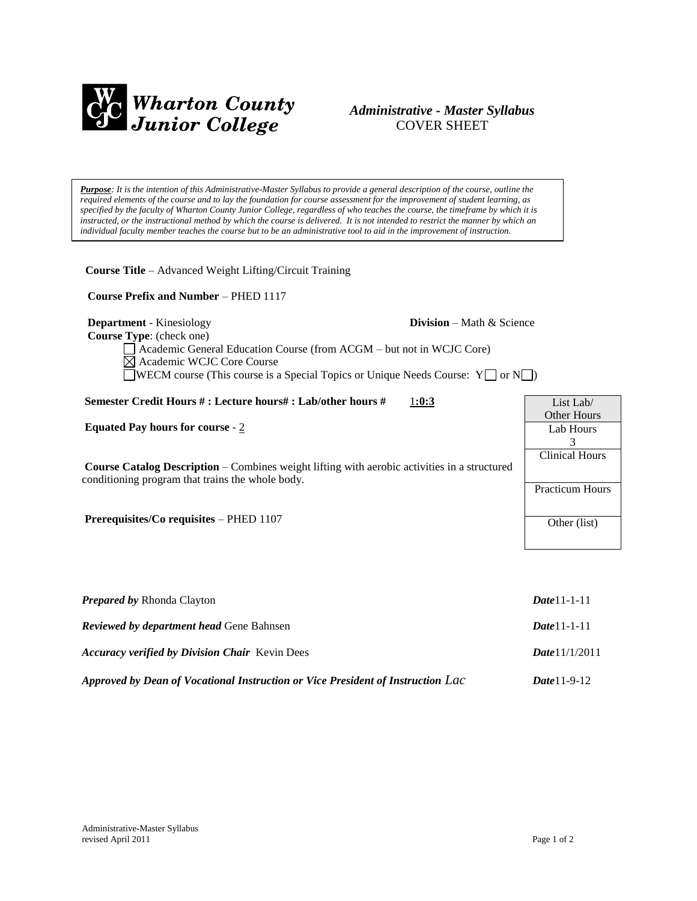**Wharton County Junior College**

***Administrative - Master Syllabus***
COVER SHEET

***Purpose**: It is the intention of this Administrative-Master Syllabus to provide a general description of the course, outline the required elements of the course and to lay the foundation for course assessment for the improvement of student learning, as specified by the faculty of Wharton County Junior College, regardless of who teaches the course, the timeframe by which it is instructed, or the instructional method by which the course is delivered. It is not intended to restrict the manner by which an individual faculty member teaches the course but to be an administrative tool to aid in the improvement of instruction.*

**Course Title** – Advanced Weight Lifting/Circuit Training

**Course Prefix and Number** – PHED 1117

**Department** - Kinesiology **Division** – Math & Science

**Course Type**: (check one)

- ☐ Academic General Education Course (from ACGM – but not in WCJC Core)
- ☒ Academic WCJC Core Course
- ☐ WECM course (This course is a Special Topics or Unique Needs Course: Y ☐ or N ☐)

**Semester Credit Hours # : Lecture hours# : Lab/other hours #** 1**:0:3**

**Equated Pay hours for course** - 2

**Course Catalog Description** – Combines weight lifting with aerobic activities in a structured conditioning program that trains the whole body.

**Prerequisites/Co requisites** – PHED 1107

| List Lab/ Other Hours |
|---|
| Lab Hours 3 |
| Clinical Hours |
| Practicum Hours |
| Other (list) |

***Prepared by*** Rhonda Clayton ***Date***11-1-11

***Reviewed by department head*** Gene Bahnsen ***Date***11-1-11

***Accuracy verified by Division Chair*** Kevin Dees ***Date***11/1/2011

***Approved by Dean of Vocational Instruction or Vice President of Instruction*** *Lac* ***Date***11-9-12

Administrative-Master Syllabus
revised April 2011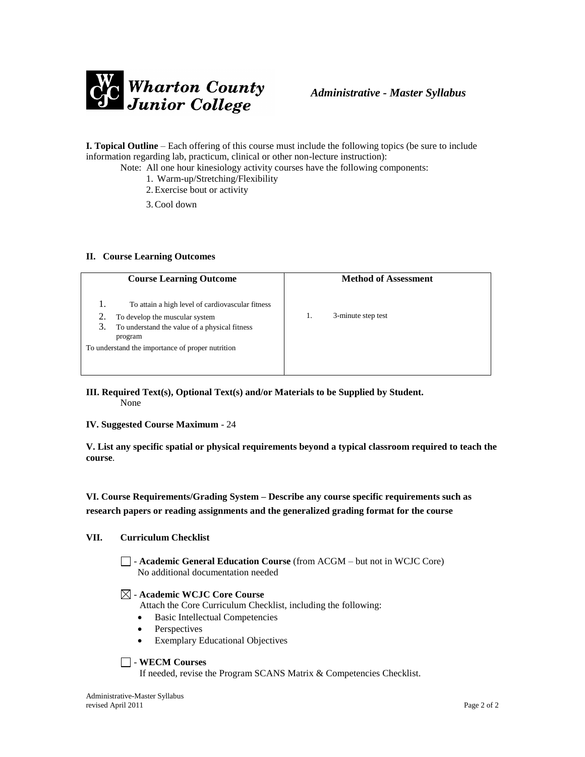**Wharton County Junior College** *Administrative - Master Syllabus*

**I. Topical Outline** – Each offering of this course must include the following topics (be sure to include information regarding lab, practicum, clinical or other non-lecture instruction):

Note: All one hour kinesiology activity courses have the following components:

1. Warm-up/Stretching/Flexibility
2. Exercise bout or activity
3. Cool down

**II. Course Learning Outcomes**

| Course Learning Outcome | Method of Assessment |
| --- | --- |
| 1. To attain a high level of cardiovascular fitness<br>2. To develop the muscular system<br>3. To understand the value of a physical fitness program<br>To understand the importance of proper nutrition | 1. 3-minute step test |

**III. Required Text(s), Optional Text(s) and/or Materials to be Supplied by Student.**

None

**IV. Suggested Course Maximum** - 24

**V. List any specific spatial or physical requirements beyond a typical classroom required to teach the course**.

**VI. Course Requirements/Grading System – Describe any course specific requirements such as research papers or reading assignments and the generalized grading format for the course**

**VII. Curriculum Checklist**

☐ - **Academic General Education Course** (from ACGM – but not in WCJC Core) No additional documentation needed

☒ - **Academic WCJC Core Course**

Attach the Core Curriculum Checklist, including the following:

- Basic Intellectual Competencies
- Perspectives
- Exemplary Educational Objectives

☐ - **WECM Courses**

If needed, revise the Program SCANS Matrix & Competencies Checklist.

Administrative-Master Syllabus
revised April 2011